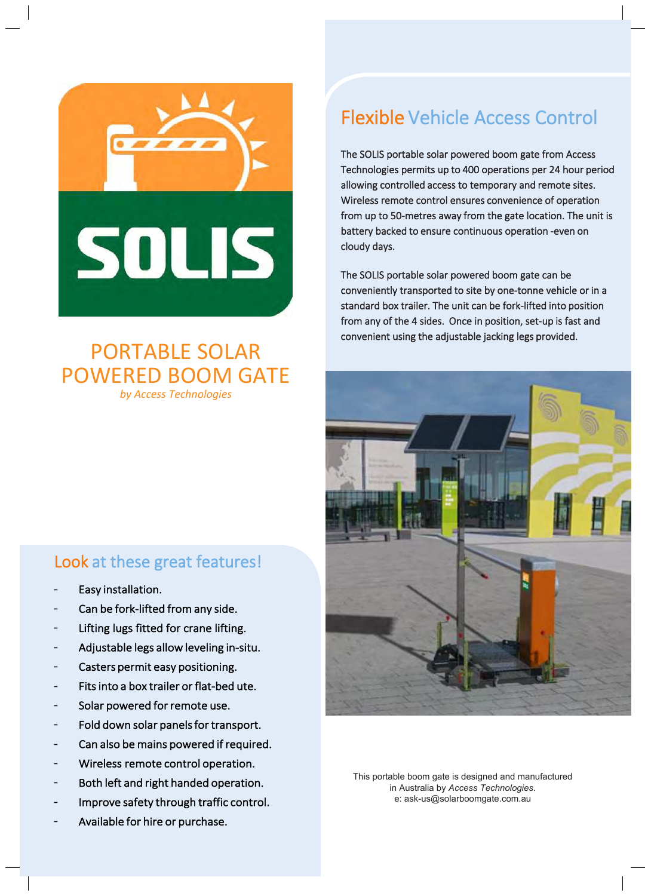# SOLIS

## PORTABLE SOLAR POWERED BOOM GATE

*by Access Technologies*

## Flexible Vehicle Access Control

The SOLIS portable solar powered boom gate from Access Technologies permits up to 400 operations per 24 hour period allowing controlled access to temporary and remote sites. Wireless remote control ensures convenience of operation from up to 50-metres away from the gate location. The unit is battery backed to ensure continuous operation -even on cloudy days.

The SOLIS portable solar powered boom gate can be conveniently transported to site by one-tonne vehicle or in a standard box trailer. The unit can be fork-lifted into position from any of the 4 sides. Once in position, set-up is fast and convenient using the adjustable jacking legs provided.

## Look at these great features!

- Easy installation.
- Can be fork-lifted from any side.
- Lifting lugs fitted for crane lifting.
- Adjustable legs allow leveling in-situ.
- Casters permit easy positioning.
- Fits into a box trailer or flat-bed ute.
- Solar powered for remote use.
- Fold down solar panels for transport.
- Can also be mains powered if required.
- Wireless remote control operation.
- Both left and right handed operation.
- Improve safety through traffic control.
- Available for hire or purchase.

This portable boom gate is designed and manufactured in Australia by *Access Technologies*.
e: ask-us@solarboomgate.com.au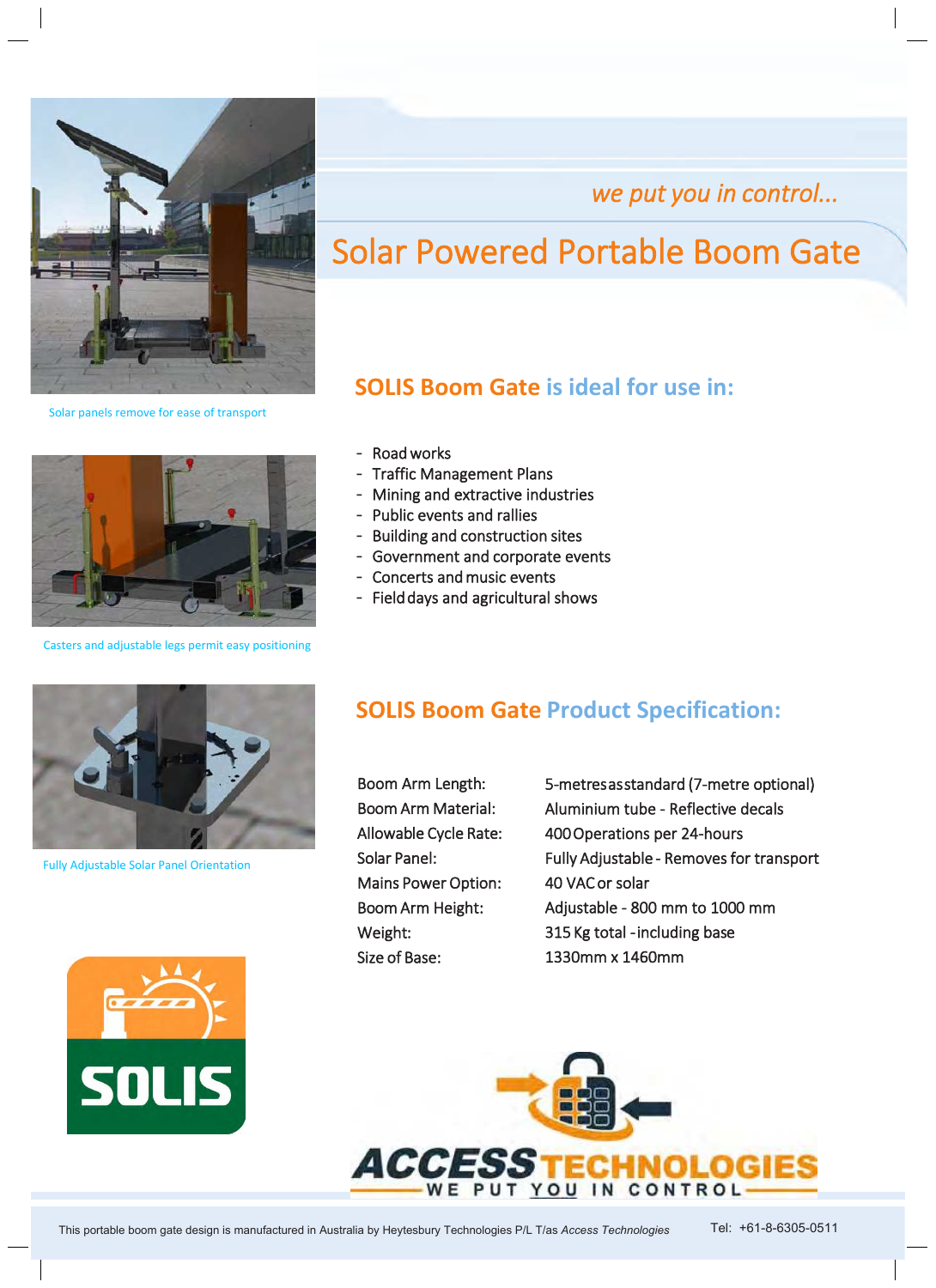*we put you in control...*

# Solar Powered Portable Boom Gate

Solar panels remove for ease of transport

## SOLIS Boom Gate is ideal for use in:

- Road works
- Traffic Management Plans
- Mining and extractive industries
- Public events and rallies
- Building and construction sites
- Government and corporate events
- Concerts and music events
- Field days and agricultural shows

Casters and adjustable legs permit easy positioning

## SOLIS Boom Gate Product Specification:

Fully Adjustable Solar Panel Orientation

| | |
|---|---|
| Boom Arm Length: | 5-metres as standard (7-metre optional) |
| Boom Arm Material: | Aluminium tube - Reflective decals |
| Allowable Cycle Rate: | 400 Operations per 24-hours |
| Solar Panel: | Fully Adjustable - Removes for transport |
| Mains Power Option: | 40 VAC or solar |
| Boom Arm Height: | Adjustable - 800 mm to 1000 mm |
| Weight: | 315 Kg total - including base |
| Size of Base: | 1330mm x 1460mm |

SOLIS

ACCESS TECHNOLOGIES
WE PUT YOU IN CONTROL

This portable boom gate design is manufactured in Australia by Heytesbury Technologies P/L T/as *Access Technologies*

Tel: +61-8-6305-0511